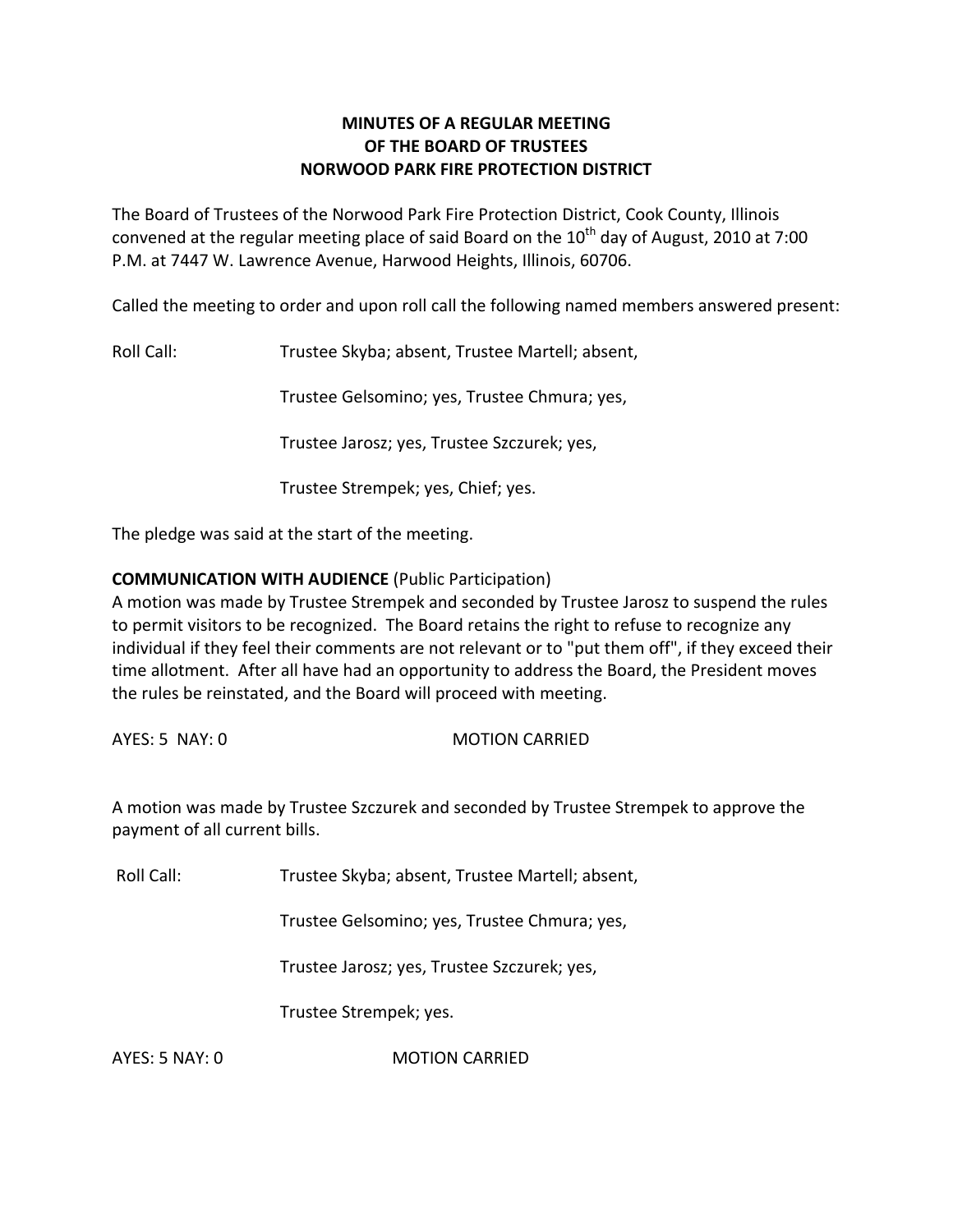# MINUTES OF A REGULAR MEETING OF THE BOARD OF TRUSTEES NORWOOD PARK FIRE PROTECTION DISTRICT

The Board of Trustees of the Norwood Park Fire Protection District, Cook County, Illinois convened at the regular meeting place of said Board on the 10th day of August, 2010 at 7:00 P.M. at 7447 W. Lawrence Avenue, Harwood Heights, Illinois, 60706.

Called the meeting to order and upon roll call the following named members answered present:

Roll Call: Trustee Skyba; absent, Trustee Martell; absent,

Trustee Gelsomino; yes, Trustee Chmura; yes,

Trustee Jarosz; yes, Trustee Szczurek; yes,

Trustee Strempek; yes, Chief; yes.

The pledge was said at the start of the meeting.

**COMMUNICATION WITH AUDIENCE** (Public Participation)
A motion was made by Trustee Strempek and seconded by Trustee Jarosz to suspend the rules to permit visitors to be recognized. The Board retains the right to refuse to recognize any individual if they feel their comments are not relevant or to "put them off", if they exceed their time allotment. After all have had an opportunity to address the Board, the President moves the rules be reinstated, and the Board will proceed with meeting.

AYES: 5 NAY: 0 MOTION CARRIED

A motion was made by Trustee Szczurek and seconded by Trustee Strempek to approve the payment of all current bills.

Roll Call: Trustee Skyba; absent, Trustee Martell; absent,

Trustee Gelsomino; yes, Trustee Chmura; yes,

Trustee Jarosz; yes, Trustee Szczurek; yes,

Trustee Strempek; yes.

AYES: 5 NAY: 0 MOTION CARRIED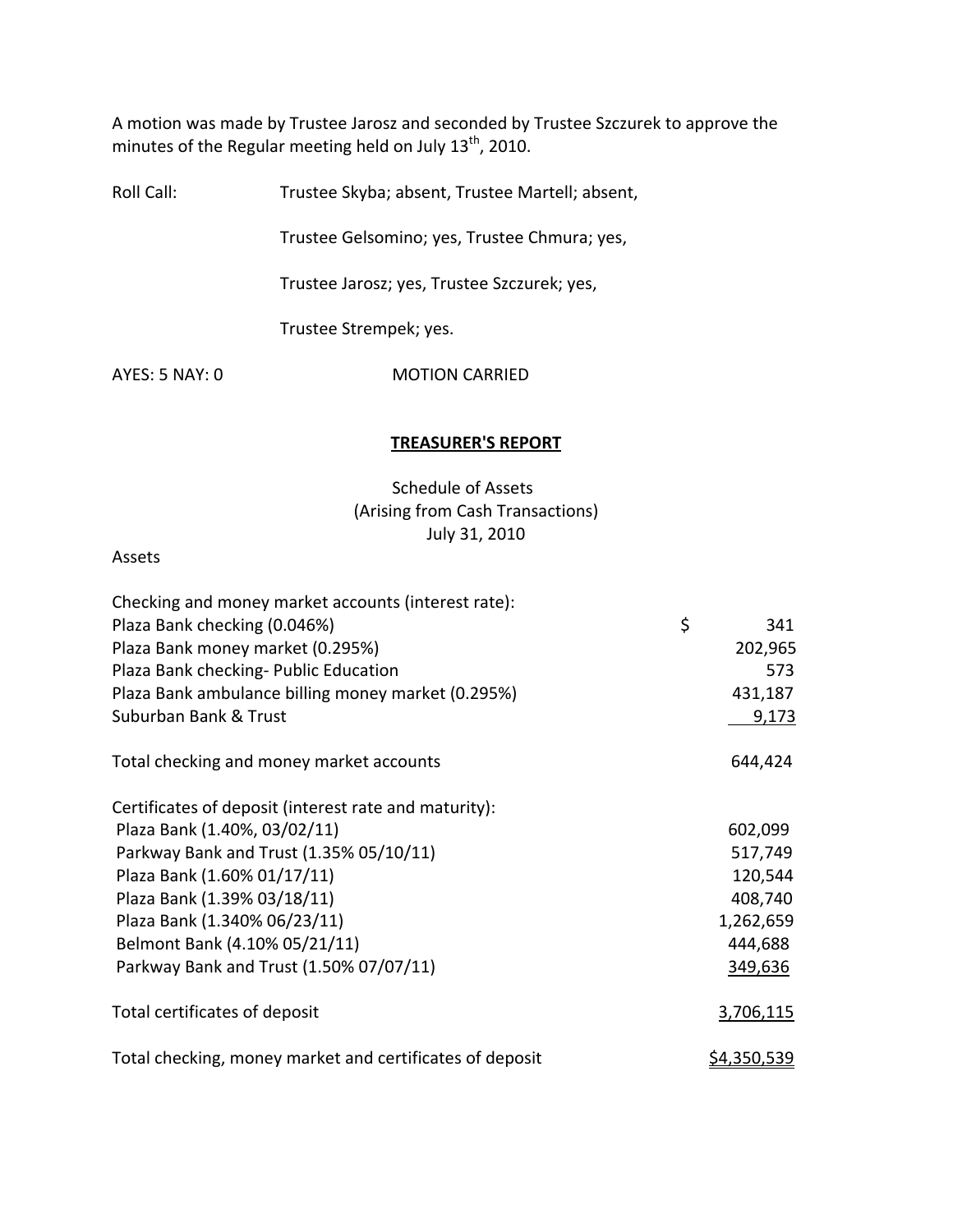A motion was made by Trustee Jarosz and seconded by Trustee Szczurek to approve the minutes of the Regular meeting held on July 13th, 2010.

Roll Call: Trustee Skyba; absent, Trustee Martell; absent,

Trustee Gelsomino; yes, Trustee Chmura; yes,

Trustee Jarosz; yes, Trustee Szczurek; yes,

Trustee Strempek; yes.

AYES: 5 NAY: 0 MOTION CARRIED

## TREASURER'S REPORT

Schedule of Assets
(Arising from Cash Transactions)
July 31, 2010

Assets

| | |
|---|---|
| Checking and money market accounts (interest rate): | |
| Plaza Bank checking (0.046%) | $ 341 |
| Plaza Bank money market (0.295%) | 202,965 |
| Plaza Bank checking- Public Education | 573 |
| Plaza Bank ambulance billing money market (0.295%) | 431,187 |
| Suburban Bank & Trust | 9,173 |
| Total checking and money market accounts | 644,424 |
| Certificates of deposit (interest rate and maturity): | |
| Plaza Bank (1.40%, 03/02/11) | 602,099 |
| Parkway Bank and Trust (1.35% 05/10/11) | 517,749 |
| Plaza Bank (1.60% 01/17/11) | 120,544 |
| Plaza Bank (1.39% 03/18/11) | 408,740 |
| Plaza Bank (1.340% 06/23/11) | 1,262,659 |
| Belmont Bank (4.10% 05/21/11) | 444,688 |
| Parkway Bank and Trust (1.50% 07/07/11) | 349,636 |
| Total certificates of deposit | 3,706,115 |
| Total checking, money market and certificates of deposit | $4,350,539 |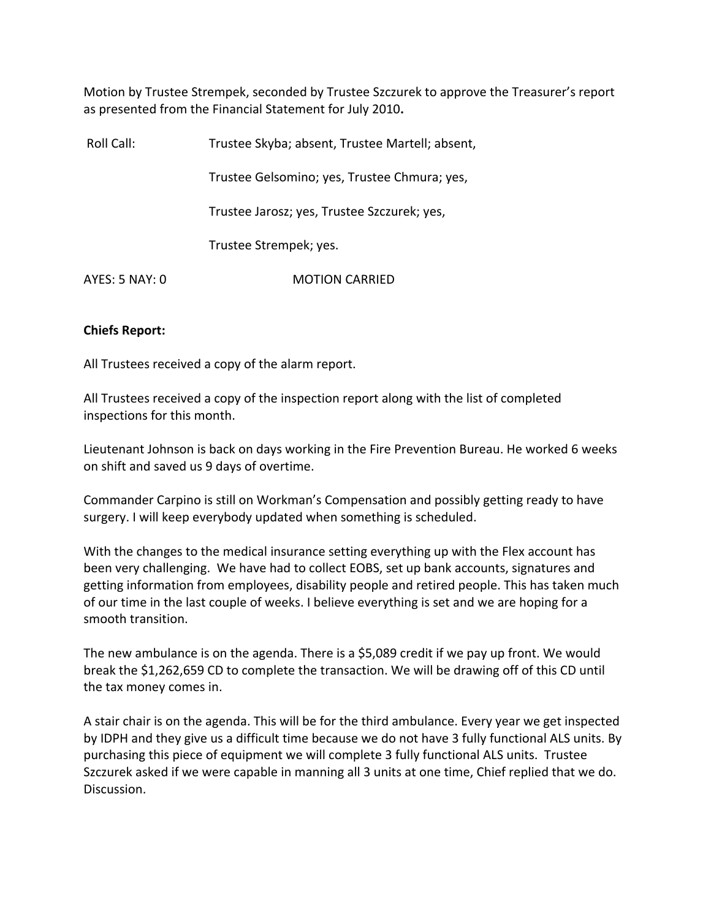Motion by Trustee Strempek, seconded by Trustee Szczurek to approve the Treasurer's report as presented from the Financial Statement for July 2010**.**

Roll Call: Trustee Skyba; absent, Trustee Martell; absent,

Trustee Gelsomino; yes, Trustee Chmura; yes,

Trustee Jarosz; yes, Trustee Szczurek; yes,

Trustee Strempek; yes.

AYES: 5 NAY: 0 MOTION CARRIED

**Chiefs Report:**

All Trustees received a copy of the alarm report.

All Trustees received a copy of the inspection report along with the list of completed inspections for this month.

Lieutenant Johnson is back on days working in the Fire Prevention Bureau. He worked 6 weeks on shift and saved us 9 days of overtime.

Commander Carpino is still on Workman's Compensation and possibly getting ready to have surgery. I will keep everybody updated when something is scheduled.

With the changes to the medical insurance setting everything up with the Flex account has been very challenging. We have had to collect EOBS, set up bank accounts, signatures and getting information from employees, disability people and retired people. This has taken much of our time in the last couple of weeks. I believe everything is set and we are hoping for a smooth transition.

The new ambulance is on the agenda. There is a $5,089 credit if we pay up front. We would break the $1,262,659 CD to complete the transaction. We will be drawing off of this CD until the tax money comes in.

A stair chair is on the agenda. This will be for the third ambulance. Every year we get inspected by IDPH and they give us a difficult time because we do not have 3 fully functional ALS units. By purchasing this piece of equipment we will complete 3 fully functional ALS units. Trustee Szczurek asked if we were capable in manning all 3 units at one time, Chief replied that we do. Discussion.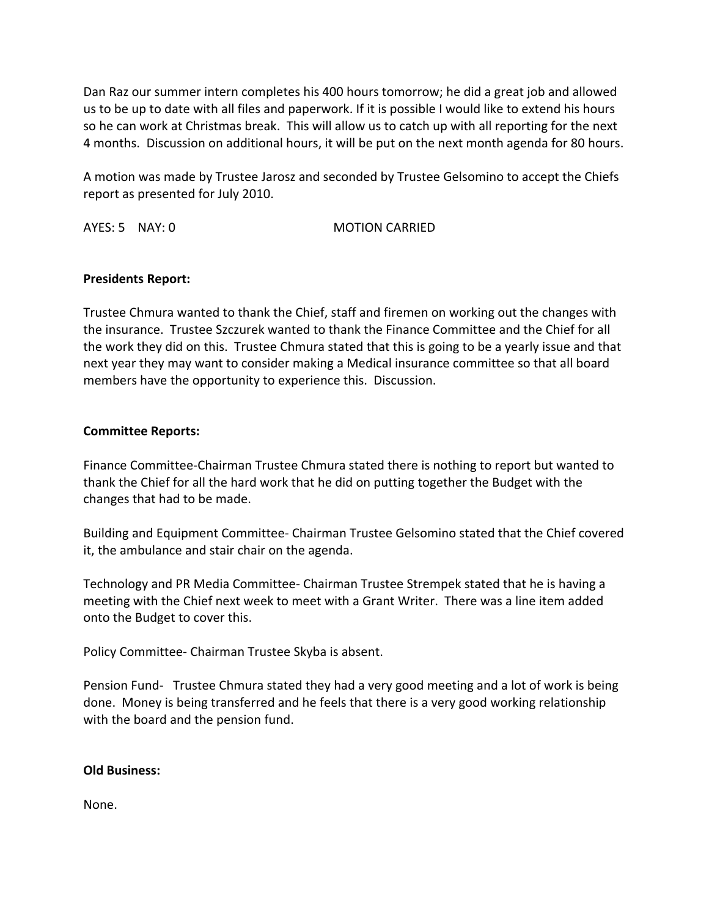Dan Raz our summer intern completes his 400 hours tomorrow; he did a great job and allowed us to be up to date with all files and paperwork. If it is possible I would like to extend his hours so he can work at Christmas break. This will allow us to catch up with all reporting for the next 4 months. Discussion on additional hours, it will be put on the next month agenda for 80 hours.

A motion was made by Trustee Jarosz and seconded by Trustee Gelsomino to accept the Chiefs report as presented for July 2010.

AYES: 5 NAY: 0 MOTION CARRIED

**Presidents Report:**

Trustee Chmura wanted to thank the Chief, staff and firemen on working out the changes with the insurance. Trustee Szczurek wanted to thank the Finance Committee and the Chief for all the work they did on this. Trustee Chmura stated that this is going to be a yearly issue and that next year they may want to consider making a Medical insurance committee so that all board members have the opportunity to experience this. Discussion.

**Committee Reports:**

Finance Committee-Chairman Trustee Chmura stated there is nothing to report but wanted to thank the Chief for all the hard work that he did on putting together the Budget with the changes that had to be made.

Building and Equipment Committee- Chairman Trustee Gelsomino stated that the Chief covered it, the ambulance and stair chair on the agenda.

Technology and PR Media Committee- Chairman Trustee Strempek stated that he is having a meeting with the Chief next week to meet with a Grant Writer. There was a line item added onto the Budget to cover this.

Policy Committee- Chairman Trustee Skyba is absent.

Pension Fund- Trustee Chmura stated they had a very good meeting and a lot of work is being done. Money is being transferred and he feels that there is a very good working relationship with the board and the pension fund.

**Old Business:**

None.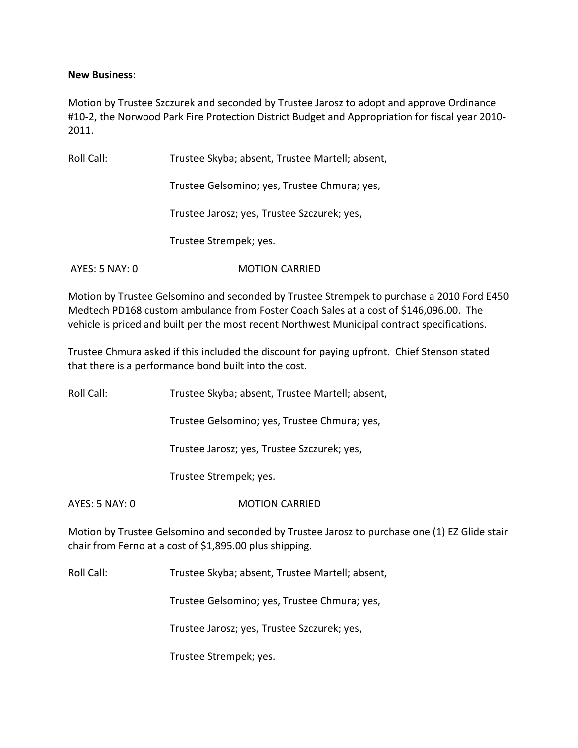**New Business**:

Motion by Trustee Szczurek and seconded by Trustee Jarosz to adopt and approve Ordinance #10-2, the Norwood Park Fire Protection District Budget and Appropriation for fiscal year 2010-2011.

Roll Call: Trustee Skyba; absent, Trustee Martell; absent,

Trustee Gelsomino; yes, Trustee Chmura; yes,

Trustee Jarosz; yes, Trustee Szczurek; yes,

Trustee Strempek; yes.

AYES: 5 NAY: 0 MOTION CARRIED

Motion by Trustee Gelsomino and seconded by Trustee Strempek to purchase a 2010 Ford E450 Medtech PD168 custom ambulance from Foster Coach Sales at a cost of $146,096.00. The vehicle is priced and built per the most recent Northwest Municipal contract specifications.

Trustee Chmura asked if this included the discount for paying upfront. Chief Stenson stated that there is a performance bond built into the cost.

Roll Call: Trustee Skyba; absent, Trustee Martell; absent,

Trustee Gelsomino; yes, Trustee Chmura; yes,

Trustee Jarosz; yes, Trustee Szczurek; yes,

Trustee Strempek; yes.

AYES: 5 NAY: 0 MOTION CARRIED

Motion by Trustee Gelsomino and seconded by Trustee Jarosz to purchase one (1) EZ Glide stair chair from Ferno at a cost of $1,895.00 plus shipping.

Roll Call: Trustee Skyba; absent, Trustee Martell; absent,

Trustee Gelsomino; yes, Trustee Chmura; yes,

Trustee Jarosz; yes, Trustee Szczurek; yes,

Trustee Strempek; yes.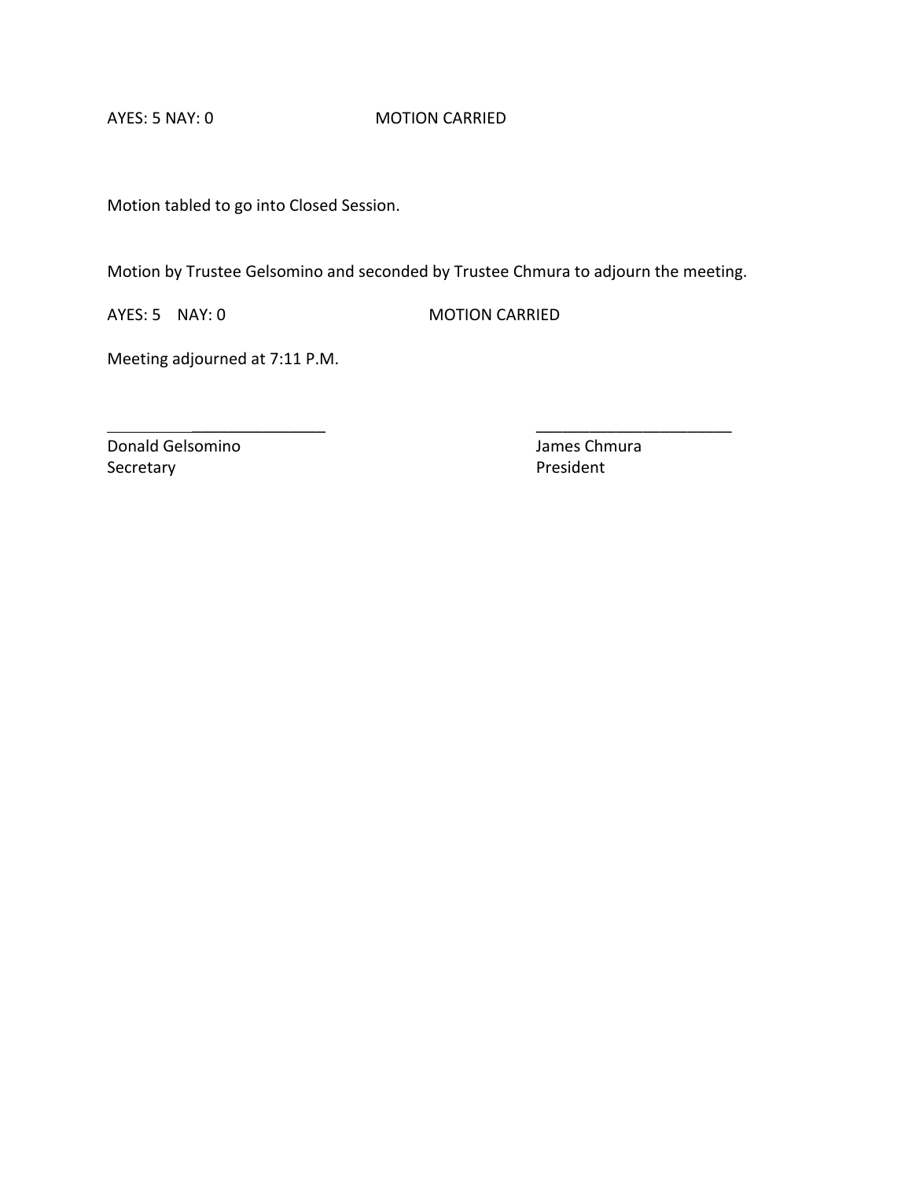AYES: 5 NAY: 0 MOTION CARRIED

Motion tabled to go into Closed Session.

Motion by Trustee Gelsomino and seconded by Trustee Chmura to adjourn the meeting.

AYES: 5 NAY: 0 MOTION CARRIED

Meeting adjourned at 7:11 P.M.

_________________________

Donald Gelsomino
Secretary

_________________________

James Chmura
President